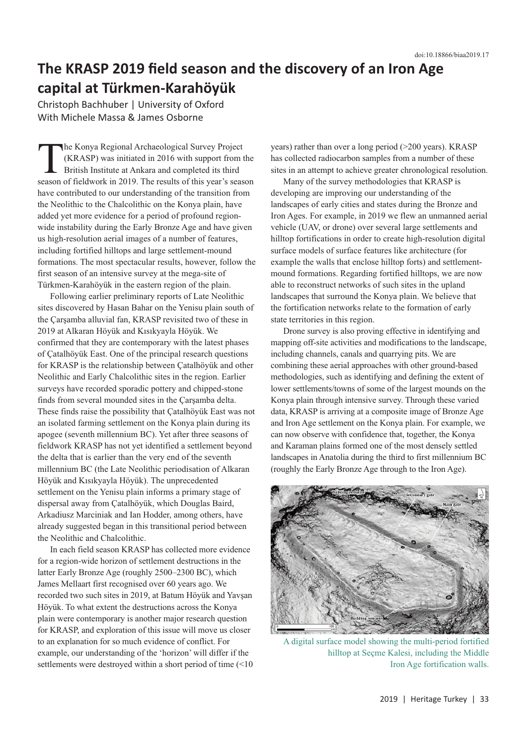doi:10.18866/biaa2019.17

# The KRASP 2019 field season and the discovery of an Iron Age capital at Türkmen-Karahöyük

Christoph Bachhuber | University of Oxford
With Michele Massa & James Osborne

The Konya Regional Archaeological Survey Project (KRASP) was initiated in 2016 with support from the British Institute at Ankara and completed its third season of fieldwork in 2019. The results of this year's season have contributed to our understanding of the transition from the Neolithic to the Chalcolithic on the Konya plain, have added yet more evidence for a period of profound region-wide instability during the Early Bronze Age and have given us high-resolution aerial images of a number of features, including fortified hilltops and large settlement-mound formations. The most spectacular results, however, follow the first season of an intensive survey at the mega-site of Türkmen-Karahöyük in the eastern region of the plain.

Following earlier preliminary reports of Late Neolithic sites discovered by Hasan Bahar on the Yenisu plain south of the Çarşamba alluvial fan, KRASP revisited two of these in 2019 at Alkaran Höyük and Kısıkyayla Höyük. We confirmed that they are contemporary with the latest phases of Çatalhöyük East. One of the principal research questions for KRASP is the relationship between Çatalhöyük and other Neolithic and Early Chalcolithic sites in the region. Earlier surveys have recorded sporadic pottery and chipped-stone finds from several mounded sites in the Çarşamba delta. These finds raise the possibility that Çatalhöyük East was not an isolated farming settlement on the Konya plain during its apogee (seventh millennium BC). Yet after three seasons of fieldwork KRASP has not yet identified a settlement beyond the delta that is earlier than the very end of the seventh millennium BC (the Late Neolithic periodisation of Alkaran Höyük and Kısıkyayla Höyük). The unprecedented settlement on the Yenisu plain informs a primary stage of dispersal away from Çatalhöyük, which Douglas Baird, Arkadiusz Marciniak and Ian Hodder, among others, have already suggested began in this transitional period between the Neolithic and Chalcolithic.

In each field season KRASP has collected more evidence for a region-wide horizon of settlement destructions in the latter Early Bronze Age (roughly 2500–2300 BC), which James Mellaart first recognised over 60 years ago. We recorded two such sites in 2019, at Batum Höyük and Yavşan Höyük. To what extent the destructions across the Konya plain were contemporary is another major research question for KRASP, and exploration of this issue will move us closer to an explanation for so much evidence of conflict. For example, our understanding of the 'horizon' will differ if the settlements were destroyed within a short period of time (<10 years) rather than over a long period (>200 years). KRASP has collected radiocarbon samples from a number of these sites in an attempt to achieve greater chronological resolution.

Many of the survey methodologies that KRASP is developing are improving our understanding of the landscapes of early cities and states during the Bronze and Iron Ages. For example, in 2019 we flew an unmanned aerial vehicle (UAV, or drone) over several large settlements and hilltop fortifications in order to create high-resolution digital surface models of surface features like architecture (for example the walls that enclose hilltop forts) and settlement-mound formations. Regarding fortified hilltops, we are now able to reconstruct networks of such sites in the upland landscapes that surround the Konya plain. We believe that the fortification networks relate to the formation of early state territories in this region.

Drone survey is also proving effective in identifying and mapping off-site activities and modifications to the landscape, including channels, canals and quarrying pits. We are combining these aerial approaches with other ground-based methodologies, such as identifying and defining the extent of lower settlements/towns of some of the largest mounds on the Konya plain through intensive survey. Through these varied data, KRASP is arriving at a composite image of Bronze Age and Iron Age settlement on the Konya plain. For example, we can now observe with confidence that, together, the Konya and Karaman plains formed one of the most densely settled landscapes in Anatolia during the third to first millennium BC (roughly the Early Bronze Age through to the Iron Age).

A digital surface model showing the multi-period fortified hilltop at Seçme Kalesi, including the Middle Iron Age fortification walls.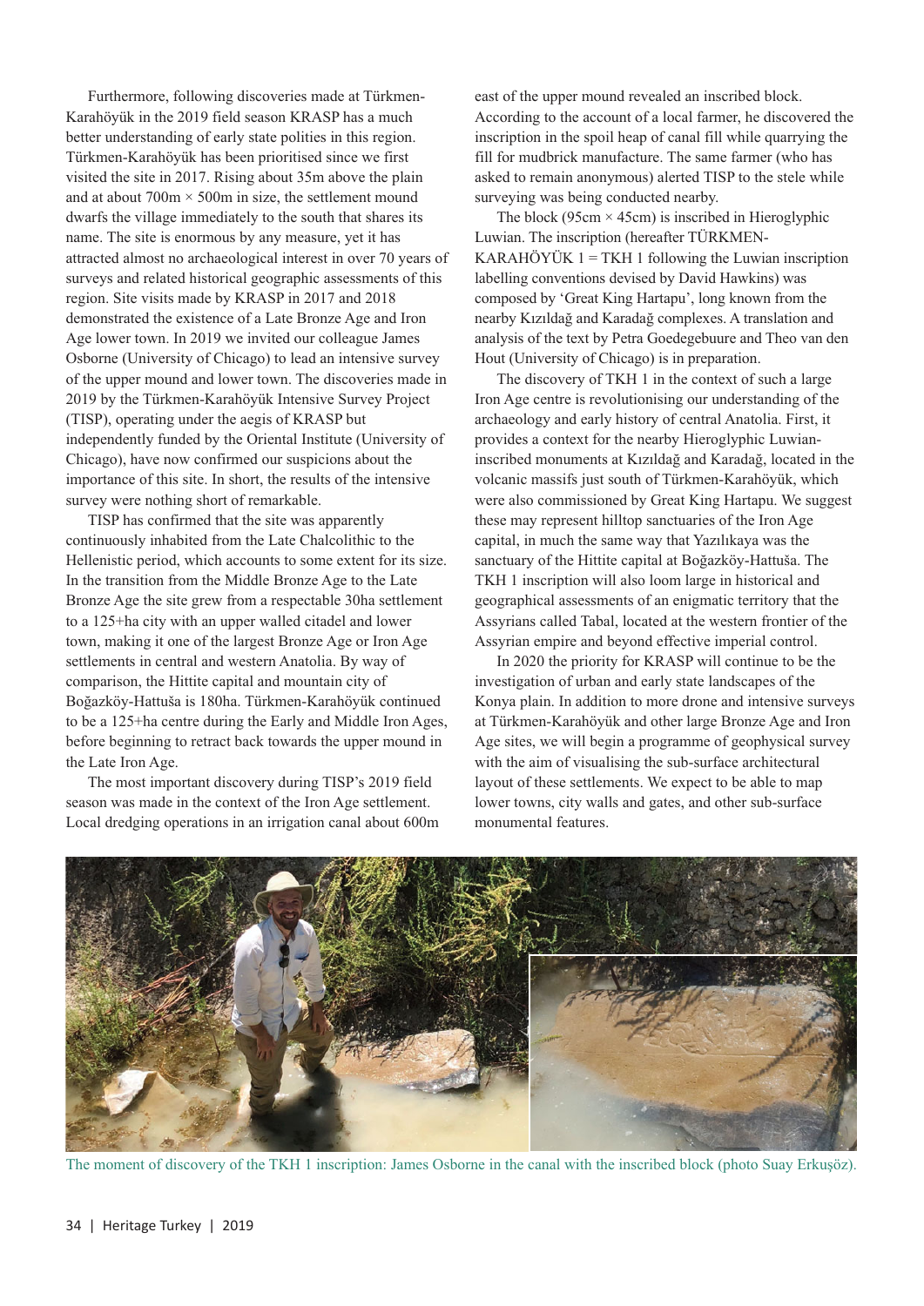Furthermore, following discoveries made at Türkmen-Karahöyük in the 2019 field season KRASP has a much better understanding of early state polities in this region. Türkmen-Karahöyük has been prioritised since we first visited the site in 2017. Rising about 35m above the plain and at about 700m × 500m in size, the settlement mound dwarfs the village immediately to the south that shares its name. The site is enormous by any measure, yet it has attracted almost no archaeological interest in over 70 years of surveys and related historical geographic assessments of this region. Site visits made by KRASP in 2017 and 2018 demonstrated the existence of a Late Bronze Age and Iron Age lower town. In 2019 we invited our colleague James Osborne (University of Chicago) to lead an intensive survey of the upper mound and lower town. The discoveries made in 2019 by the Türkmen-Karahöyük Intensive Survey Project (TISP), operating under the aegis of KRASP but independently funded by the Oriental Institute (University of Chicago), have now confirmed our suspicions about the importance of this site. In short, the results of the intensive survey were nothing short of remarkable.

TISP has confirmed that the site was apparently continuously inhabited from the Late Chalcolithic to the Hellenistic period, which accounts to some extent for its size. In the transition from the Middle Bronze Age to the Late Bronze Age the site grew from a respectable 30ha settlement to a 125+ha city with an upper walled citadel and lower town, making it one of the largest Bronze Age or Iron Age settlements in central and western Anatolia. By way of comparison, the Hittite capital and mountain city of Boğazköy-Hattuša is 180ha. Türkmen-Karahöyük continued to be a 125+ha centre during the Early and Middle Iron Ages, before beginning to retract back towards the upper mound in the Late Iron Age.

The most important discovery during TISP's 2019 field season was made in the context of the Iron Age settlement. Local dredging operations in an irrigation canal about 600m east of the upper mound revealed an inscribed block. According to the account of a local farmer, he discovered the inscription in the spoil heap of canal fill while quarrying the fill for mudbrick manufacture. The same farmer (who has asked to remain anonymous) alerted TISP to the stele while surveying was being conducted nearby.

The block (95cm × 45cm) is inscribed in Hieroglyphic Luwian. The inscription (hereafter TÜRKMEN-KARAHÖYÜK 1 = TKH 1 following the Luwian inscription labelling conventions devised by David Hawkins) was composed by 'Great King Hartapu', long known from the nearby Kızıldağ and Karadağ complexes. A translation and analysis of the text by Petra Goedegebuure and Theo van den Hout (University of Chicago) is in preparation.

The discovery of TKH 1 in the context of such a large Iron Age centre is revolutionising our understanding of the archaeology and early history of central Anatolia. First, it provides a context for the nearby Hieroglyphic Luwian-inscribed monuments at Kızıldağ and Karadağ, located in the volcanic massifs just south of Türkmen-Karahöyük, which were also commissioned by Great King Hartapu. We suggest these may represent hilltop sanctuaries of the Iron Age capital, in much the same way that Yazılıkaya was the sanctuary of the Hittite capital at Boğazköy-Hattuša. The TKH 1 inscription will also loom large in historical and geographical assessments of an enigmatic territory that the Assyrians called Tabal, located at the western frontier of the Assyrian empire and beyond effective imperial control.

In 2020 the priority for KRASP will continue to be the investigation of urban and early state landscapes of the Konya plain. In addition to more drone and intensive surveys at Türkmen-Karahöyük and other large Bronze Age and Iron Age sites, we will begin a programme of geophysical survey with the aim of visualising the sub-surface architectural layout of these settlements. We expect to be able to map lower towns, city walls and gates, and other sub-surface monumental features.

The moment of discovery of the TKH 1 inscription: James Osborne in the canal with the inscribed block (photo Suay Erkuşöz).